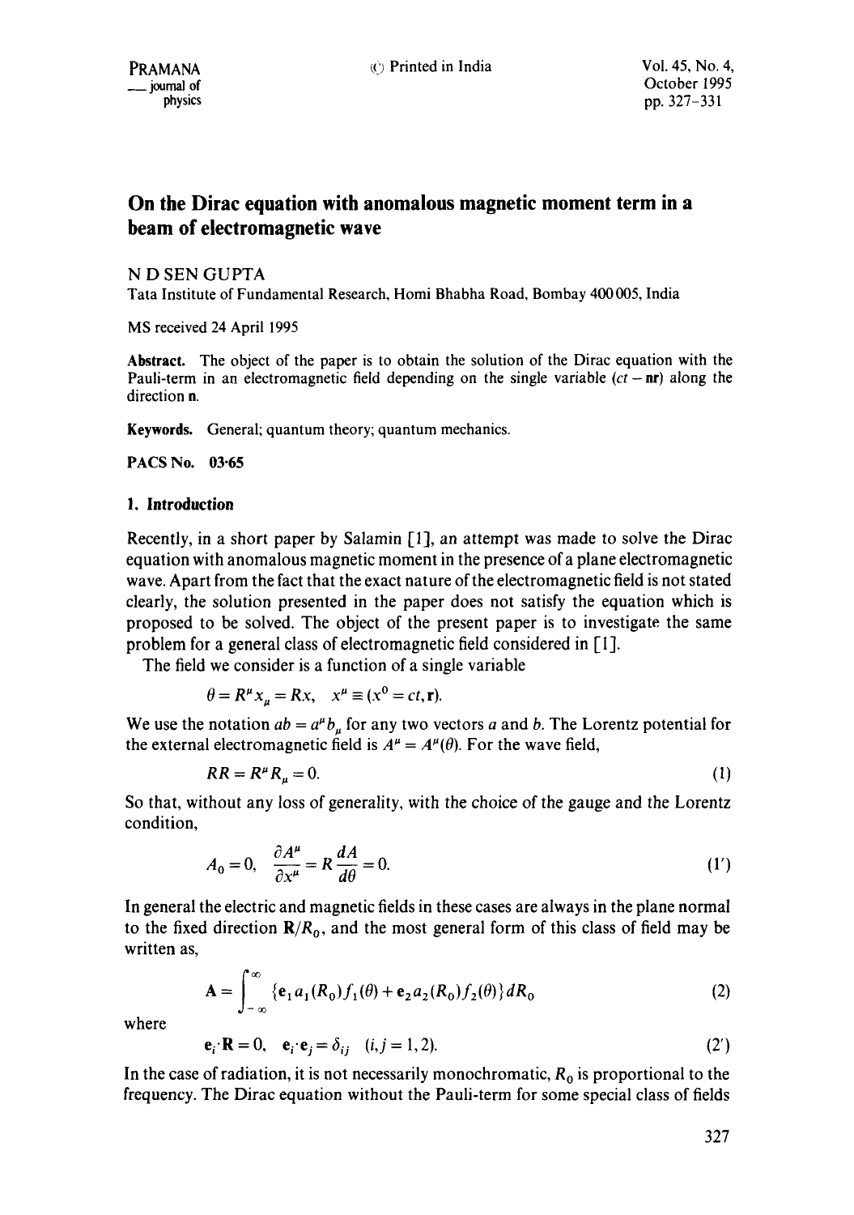# On the Dirac equation with anomalous magnetic moment term in a beam of electromagnetic wave

N D SEN GUPTA

Tata Institute of Fundamental Research, Homi Bhabha Road, Bombay 400005, India

MS received 24 April 1995

**Abstract.** The object of the paper is to obtain the solution of the Dirac equation with the Pauli-term in an electromagnetic field depending on the single variable $(ct - \mathbf{nr})$ along the direction $\mathbf{n}$.

**Keywords.** General; quantum theory; quantum mechanics.

**PACS No.** 03·65

## 1. Introduction

Recently, in a short paper by Salamin [1], an attempt was made to solve the Dirac equation with anomalous magnetic moment in the presence of a plane electromagnetic wave. Apart from the fact that the exact nature of the electromagnetic field is not stated clearly, the solution presented in the paper does not satisfy the equation which is proposed to be solved. The object of the present paper is to investigate the same problem for a general class of electromagnetic field considered in [1].

The field we consider is a function of a single variable

$$\theta = R^{\mu} x_{\mu} = Rx, \quad x^{\mu} \equiv (x^0 = ct, \mathbf{r}).$$

We use the notation $ab = a^{\mu} b_{\mu}$ for any two vectors $a$ and $b$. The Lorentz potential for the external electromagnetic field is $A^{\mu} = A^{\mu}(\theta)$. For the wave field,

$$RR = R^{\mu} R_{\mu} = 0. \tag{1}$$

So that, without any loss of generality, with the choice of the gauge and the Lorentz condition,

$$A_0 = 0, \quad \frac{\partial A^{\mu}}{\partial x^{\mu}} = R \frac{dA}{d\theta} = 0. \tag{1'}$$

In general the electric and magnetic fields in these cases are always in the plane normal to the fixed direction $\mathbf{R}/R_0$, and the most general form of this class of field may be written as,

$$\mathbf{A} = \int_{-\infty}^{\infty} \{\mathbf{e}_1 a_1(R_0) f_1(\theta) + \mathbf{e}_2 a_2(R_0) f_2(\theta)\} dR_0 \tag{2}$$

where

$$\mathbf{e}_i \cdot \mathbf{R} = 0, \quad \mathbf{e}_i \cdot \mathbf{e}_j = \delta_{ij} \quad (i, j = 1, 2). \tag{2'}$$

In the case of radiation, it is not necessarily monochromatic, $R_0$ is proportional to the frequency. The Dirac equation without the Pauli-term for some special class of fields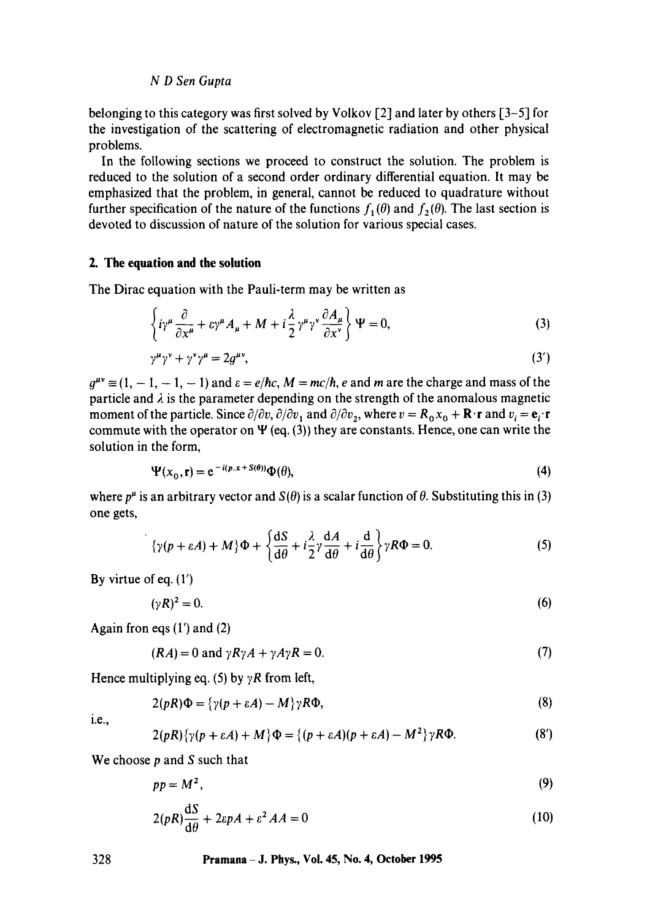belonging to this category was first solved by Volkov [2] and later by others [3–5] for the investigation of the scattering of electromagnetic radiation and other physical problems.

In the following sections we proceed to construct the solution. The problem is reduced to the solution of a second order ordinary differential equation. It may be emphasized that the problem, in general, cannot be reduced to quadrature without further specification of the nature of the functions $f_1(\theta)$ and $f_2(\theta)$. The last section is devoted to discussion of nature of the solution for various special cases.

## 2. The equation and the solution

The Dirac equation with the Pauli-term may be written as

$$\left\{ i\gamma^\mu \frac{\partial}{\partial x^\mu} + \varepsilon \gamma^\mu A_\mu + M + i\frac{\lambda}{2}\gamma^\mu \gamma^\nu \frac{\partial A_\mu}{\partial x^\nu} \right\} \Psi = 0, \tag{3}$$

$$\gamma^\mu \gamma^\nu + \gamma^\nu \gamma^\mu = 2g^{\mu\nu}, \tag{3'}$$

$g^{\mu\nu} \equiv (1, -1, -1, -1)$ and $\varepsilon = e/\hbar c$, $M = mc/\hbar$, $e$ and $m$ are the charge and mass of the particle and $\lambda$ is the parameter depending on the strength of the anomalous magnetic moment of the particle. Since $\partial/\partial v$, $\partial/\partial v_1$ and $\partial/\partial v_2$, where $v = R_0 x_0 + \mathbf{R}\cdot\mathbf{r}$ and $v_i = \mathbf{e}_i \cdot \mathbf{r}$ commute with the operator on $\Psi$ (eq. (3)) they are constants. Hence, one can write the solution in the form,

$$\Psi(x_0, \mathbf{r}) = e^{-i(p.x + S(\theta))}\Phi(\theta), \tag{4}$$

where $p^\mu$ is an arbitrary vector and $S(\theta)$ is a scalar function of $\theta$. Substituting this in (3) one gets,

$$\{\gamma(p + \varepsilon A) + M\}\Phi + \left\{ \frac{\mathrm{d}S}{\mathrm{d}\theta} + i\frac{\lambda}{2}\gamma\frac{\mathrm{d}A}{\mathrm{d}\theta} + i\frac{\mathrm{d}}{\mathrm{d}\theta} \right\} \gamma R \Phi = 0. \tag{5}$$

By virtue of eq. (1′)

$$(\gamma R)^2 = 0. \tag{6}$$

Again fron eqs (1′) and (2)

$$(RA) = 0 \text{ and } \gamma R \gamma A + \gamma A \gamma R = 0. \tag{7}$$

Hence multiplying eq. (5) by $\gamma R$ from left,

$$2(pR)\Phi = \{\gamma(p + \varepsilon A) - M\}\gamma R \Phi, \tag{8}$$

i.e.,

$$2(pR)\{\gamma(p + \varepsilon A) + M\}\Phi = \{(p + \varepsilon A)(p + \varepsilon A) - M^2\}\gamma R \Phi. \tag{8'}$$

We choose $p$ and $S$ such that

$$pp = M^2, \tag{9}$$

$$2(pR)\frac{\mathrm{d}S}{\mathrm{d}\theta} + 2\varepsilon p A + \varepsilon^2 A A = 0 \tag{10}$$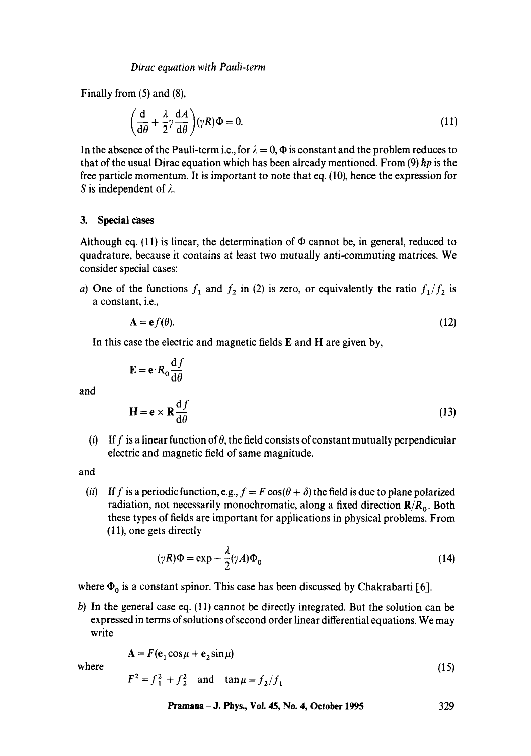Finally from (5) and (8),

$$\left(\frac{\mathrm{d}}{\mathrm{d}\theta} + \frac{\lambda}{2}\gamma\frac{\mathrm{d}A}{\mathrm{d}\theta}\right)(\gamma R)\Phi = 0. \tag{11}$$

In the absence of the Pauli-term i.e., for $\lambda = 0$, $\Phi$ is constant and the problem reduces to that of the usual Dirac equation which has been already mentioned. From (9) $\hbar p$ is the free particle momentum. It is important to note that eq. (10), hence the expression for $S$ is independent of $\lambda$.

## 3. Special cases

Although eq. (11) is linear, the determination of $\Phi$ cannot be, in general, reduced to quadrature, because it contains at least two mutually anti-commuting matrices. We consider special cases:

*a)* One of the functions $f_1$ and $f_2$ in (2) is zero, or equivalently the ratio $f_1/f_2$ is a constant, i.e.,

$$\mathbf{A} = \mathbf{e}f(\theta). \tag{12}$$

In this case the electric and magnetic fields $\mathbf{E}$ and $\mathbf{H}$ are given by,

$$\mathbf{E} = \mathbf{e}\cdot R_0\frac{\mathrm{d}f}{\mathrm{d}\theta}$$

and

$$\mathbf{H} = \mathbf{e}\times\mathbf{R}\frac{\mathrm{d}f}{\mathrm{d}\theta} \tag{13}$$

(*i*) If $f$ is a linear function of $\theta$, the field consists of constant mutually perpendicular electric and magnetic field of same magnitude.

and

(*ii*) If $f$ is a periodic function, e.g., $f = F\cos(\theta + \delta)$ the field is due to plane polarized radiation, not necessarily monochromatic, along a fixed direction $\mathbf{R}/R_0$. Both these types of fields are important for applications in physical problems. From (11), one gets directly

$$(\gamma R)\Phi = \exp -\frac{\lambda}{2}(\gamma A)\Phi_0 \tag{14}$$

where $\Phi_0$ is a constant spinor. This case has been discussed by Chakrabarti [6].

*b)* In the general case eq. (11) cannot be directly integrated. But the solution can be expressed in terms of solutions of second order linear differential equations. We may write

$$\mathbf{A} = F(\mathbf{e}_1\cos\mu + \mathbf{e}_2\sin\mu)$$

where

$$F^2 = f_1^2 + f_2^2 \quad \text{and} \quad \tan\mu = f_2/f_1 \tag{15}$$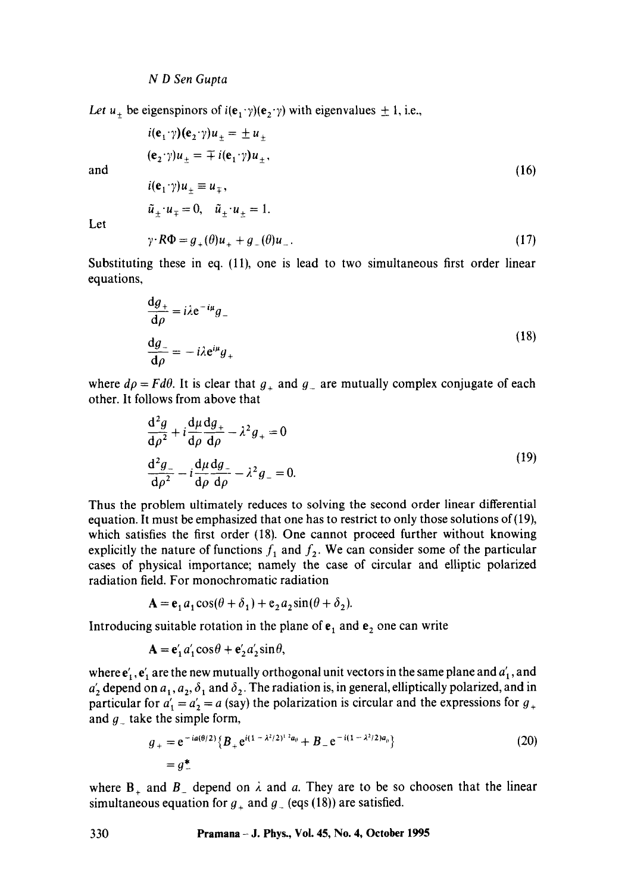*Let* $u_\pm$ be eigenspinors of $i(\mathbf{e}_1\cdot\gamma)(\mathbf{e}_2\cdot\gamma)$ with eigenvalues $\pm 1$, i.e.,

$$
\begin{aligned}
& i(\mathbf{e}_1\cdot\gamma)(\mathbf{e}_2\cdot\gamma)u_\pm = \pm u_\pm \\
& (\mathbf{e}_2\cdot\gamma)u_\pm = \mp i(\mathbf{e}_1\cdot\gamma)u_\pm, \\
\text{and} \qquad & \qquad\qquad\qquad\qquad\qquad\qquad\qquad\qquad\qquad\qquad (16)\\
& i(\mathbf{e}_1\cdot\gamma)u_\pm \equiv u_\mp, \\
& \tilde{u}_\pm\cdot u_\mp = 0, \quad \tilde{u}_\pm\cdot u_\pm = 1.
\end{aligned}
$$

Let

$$
\gamma\cdot R\Phi = g_+(\theta)u_+ + g_-(\theta)u_-. \tag{17}
$$

Substituting these in eq. (11), one is lead to two simultaneous first order linear equations,

$$
\begin{aligned}
\frac{\mathrm{d}g_+}{\mathrm{d}\rho} &= i\lambda \mathrm{e}^{-i\mu} g_- \\
\frac{\mathrm{d}g_-}{\mathrm{d}\rho} &= -i\lambda \mathrm{e}^{i\mu} g_+
\end{aligned} \tag{18}
$$

where $d\rho = F d\theta$. It is clear that $g_+$ and $g_-$ are mutually complex conjugate of each other. It follows from above that

$$
\begin{aligned}
\frac{\mathrm{d}^2 g}{\mathrm{d}\rho^2} + i\frac{\mathrm{d}\mu}{\mathrm{d}\rho}\frac{\mathrm{d}g_+}{\mathrm{d}\rho} - \lambda^2 g_+ &= 0 \\
\frac{\mathrm{d}^2 g_-}{\mathrm{d}\rho^2} - i\frac{\mathrm{d}\mu}{\mathrm{d}\rho}\frac{\mathrm{d}g_-}{\mathrm{d}\rho} - \lambda^2 g_- &= 0.
\end{aligned} \tag{19}
$$

Thus the problem ultimately reduces to solving the second order linear differential equation. It must be emphasized that one has to restrict to only those solutions of (19), which satisfies the first order (18). One cannot proceed further without knowing explicitly the nature of functions $f_1$ and $f_2$. We can consider some of the particular cases of physical importance; namely the case of circular and elliptic polarized radiation field. For monochromatic radiation

$$
\mathbf{A} = \mathbf{e}_1 a_1 \cos(\theta + \delta_1) + \mathbf{e}_2 a_2 \sin(\theta + \delta_2).
$$

Introducing suitable rotation in the plane of $\mathbf{e}_1$ and $\mathbf{e}_2$ one can write

$$
\mathbf{A} = \mathbf{e}'_1 a'_1 \cos\theta + \mathbf{e}'_2 a'_2 \sin\theta,
$$

where $\mathbf{e}'_1, \mathbf{e}'_1$ are the new mutually orthogonal unit vectors in the same plane and $a'_1$, and $a'_2$ depend on $a_1, a_2, \delta_1$ and $\delta_2$. The radiation is, in general, elliptically polarized, and in particular for $a'_1 = a'_2 = a$ (say) the polarization is circular and the expressions for $g_+$ and $g_-$ take the simple form,

$$
\begin{aligned}
g_+ &= \mathrm{e}^{-ia(\theta/2)}\{B_+ \mathrm{e}^{i(1-\lambda^2/2)^{1/2} a\theta} + B_- \mathrm{e}^{-i(1-\lambda^2/2)a\theta}\} \\
&= g_-^*
\end{aligned} \tag{20}
$$

where $B_+$ and $B_-$ depend on $\lambda$ and $a$. They are to be so choosen that the linear simultaneous equation for $g_+$ and $g_-$ (eqs (18)) are satisfied.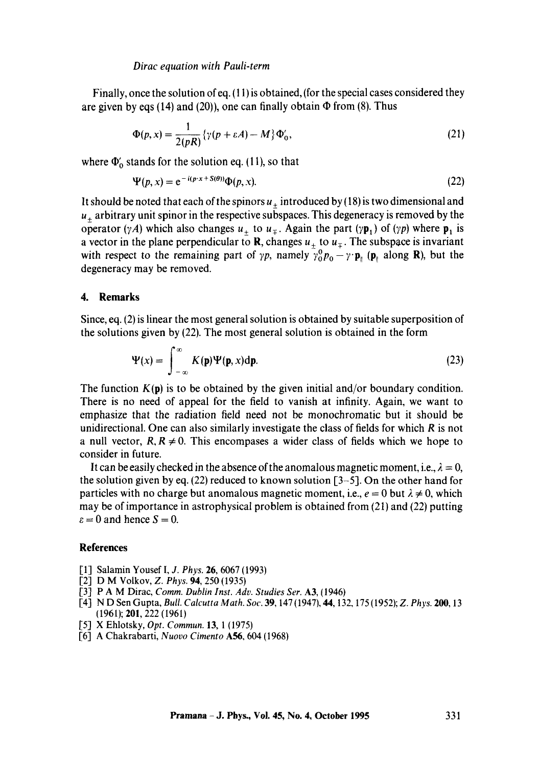Finally, once the solution of eq. (11) is obtained, (for the special cases considered they are given by eqs (14) and (20)), one can finally obtain $\Phi$ from (8). Thus

$$\Phi(p,x) = \frac{1}{2(pR)}\{\gamma(p+\varepsilon A) - M\}\Phi_0', \tag{21}$$

where $\Phi_0'$ stands for the solution eq. (11), so that

$$\Psi(p,x) = e^{-i(p\cdot x + S(\theta))}\Phi(p,x). \tag{22}$$

It should be noted that each of the spinors $u_\pm$ introduced by (18) is two dimensional and $u_\pm$ arbitrary unit spinor in the respective subspaces. This degeneracy is removed by the operator $(\gamma A)$ which also changes $u_\pm$ to $u_\mp$. Again the part $(\gamma \mathbf{p}_1)$ of $(\gamma p)$ where $\mathbf{p}_1$ is a vector in the plane perpendicular to $\mathbf{R}$, changes $u_\pm$ to $u_\mp$. The subspace is invariant with respect to the remaining part of $\gamma p$, namely $\gamma_0^0 p_0 - \gamma\cdot\mathbf{p}_\parallel$ ($\mathbf{p}_\parallel$ along $\mathbf{R}$), but the degeneracy may be removed.

## 4. Remarks

Since, eq. (2) is linear the most general solution is obtained by suitable superposition of the solutions given by (22). The most general solution is obtained in the form

$$\Psi(x) = \int_{-\infty}^{\infty} K(\mathbf{p})\Psi(\mathbf{p},x)\mathrm{d}\mathbf{p}. \tag{23}$$

The function $K(\mathbf{p})$ is to be obtained by the given initial and/or boundary condition. There is no need of appeal for the field to vanish at infinity. Again, we want to emphasize that the radiation field need not be monochromatic but it should be unidirectional. One can also similarly investigate the class of fields for which $R$ is not a null vector, $R, R \neq 0$. This encompases a wider class of fields which we hope to consider in future.

It can be easily checked in the absence of the anomalous magnetic moment, i.e., $\lambda = 0$, the solution given by eq. (22) reduced to known solution [3–5]. On the other hand for particles with no charge but anomalous magnetic moment, i.e., $e = 0$ but $\lambda \neq 0$, which may be of importance in astrophysical problem is obtained from (21) and (22) putting $\varepsilon = 0$ and hence $S = 0$.

## References

[1] Salamin Yousef I, *J. Phys.* **26**, 6067 (1993)

[2] D M Volkov, *Z. Phys.* **94**, 250 (1935)

[3] P A M Dirac, *Comm. Dublin Inst. Adv. Studies Ser.* **A3**, (1946)

[4] N D Sen Gupta, *Bull. Calcutta Math. Soc.* **39**, 147 (1947), **44**, 132, 175 (1952); *Z. Phys.* **200**, 13 (1961); **201**, 222 (1961)

[5] X Ehlotsky, *Opt. Commun.* **13**, 1 (1975)

[6] A Chakrabarti, *Nuovo Cimento* **A56**, 604 (1968)